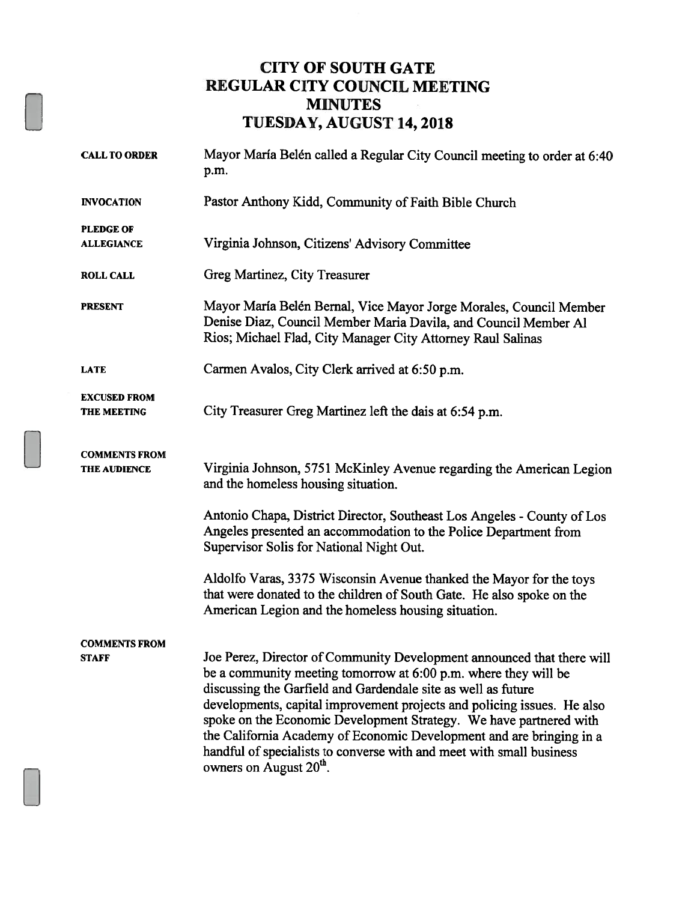# CITY OF SOUTH GATE
# REGULAR CITY COUNCIL MEETING
# MINUTES
# TUESDAY, AUGUST 14, 2018

**CALL TO ORDER**
Mayor María Belén called a Regular City Council meeting to order at 6:40 p.m.

**INVOCATION**
Pastor Anthony Kidd, Community of Faith Bible Church

**PLEDGE OF ALLEGIANCE**
Virginia Johnson, Citizens' Advisory Committee

**ROLL CALL**
Greg Martinez, City Treasurer

**PRESENT**
Mayor María Belén Bernal, Vice Mayor Jorge Morales, Council Member Denise Diaz, Council Member Maria Davila, and Council Member Al Rios; Michael Flad, City Manager City Attorney Raul Salinas

**LATE**
Carmen Avalos, City Clerk arrived at 6:50 p.m.

**EXCUSED FROM THE MEETING**
City Treasurer Greg Martinez left the dais at 6:54 p.m.

**COMMENTS FROM THE AUDIENCE**
Virginia Johnson, 5751 McKinley Avenue regarding the American Legion and the homeless housing situation.

Antonio Chapa, District Director, Southeast Los Angeles - County of Los Angeles presented an accommodation to the Police Department from Supervisor Solis for National Night Out.

Aldolfo Varas, 3375 Wisconsin Avenue thanked the Mayor for the toys that were donated to the children of South Gate. He also spoke on the American Legion and the homeless housing situation.

**COMMENTS FROM STAFF**
Joe Perez, Director of Community Development announced that there will be a community meeting tomorrow at 6:00 p.m. where they will be discussing the Garfield and Gardendale site as well as future developments, capital improvement projects and policing issues. He also spoke on the Economic Development Strategy. We have partnered with the California Academy of Economic Development and are bringing in a handful of specialists to converse with and meet with small business owners on August 20th.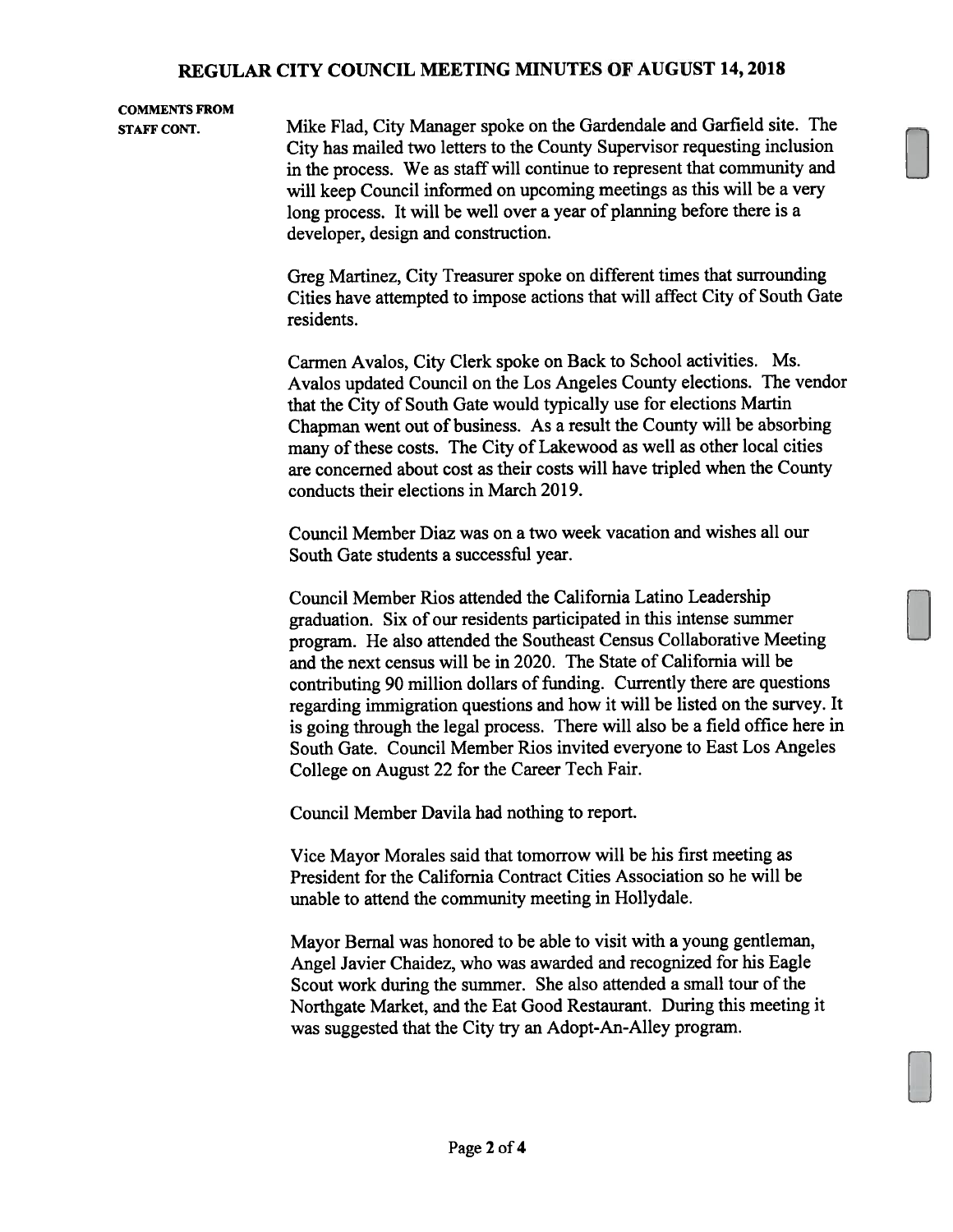**COMMENTS FROM STAFF CONT.**

Mike Flad, City Manager spoke on the Gardendale and Garfield site. The City has mailed two letters to the County Supervisor requesting inclusion in the process. We as staff will continue to represent that community and will keep Council informed on upcoming meetings as this will be a very long process. It will be well over a year of planning before there is a developer, design and construction.

Greg Martinez, City Treasurer spoke on different times that surrounding Cities have attempted to impose actions that will affect City of South Gate residents.

Carmen Avalos, City Clerk spoke on Back to School activities. Ms. Avalos updated Council on the Los Angeles County elections. The vendor that the City of South Gate would typically use for elections Martin Chapman went out of business. As a result the County will be absorbing many of these costs. The City of Lakewood as well as other local cities are concerned about cost as their costs will have tripled when the County conducts their elections in March 2019.

Council Member Diaz was on a two week vacation and wishes all our South Gate students a successful year.

Council Member Rios attended the California Latino Leadership graduation. Six of our residents participated in this intense summer program. He also attended the Southeast Census Collaborative Meeting and the next census will be in 2020. The State of California will be contributing 90 million dollars of funding. Currently there are questions regarding immigration questions and how it will be listed on the survey. It is going through the legal process. There will also be a field office here in South Gate. Council Member Rios invited everyone to East Los Angeles College on August 22 for the Career Tech Fair.

Council Member Davila had nothing to report.

Vice Mayor Morales said that tomorrow will be his first meeting as President for the California Contract Cities Association so he will be unable to attend the community meeting in Hollydale.

Mayor Bernal was honored to be able to visit with a young gentleman, Angel Javier Chaidez, who was awarded and recognized for his Eagle Scout work during the summer. She also attended a small tour of the Northgate Market, and the Eat Good Restaurant. During this meeting it was suggested that the City try an Adopt-An-Alley program.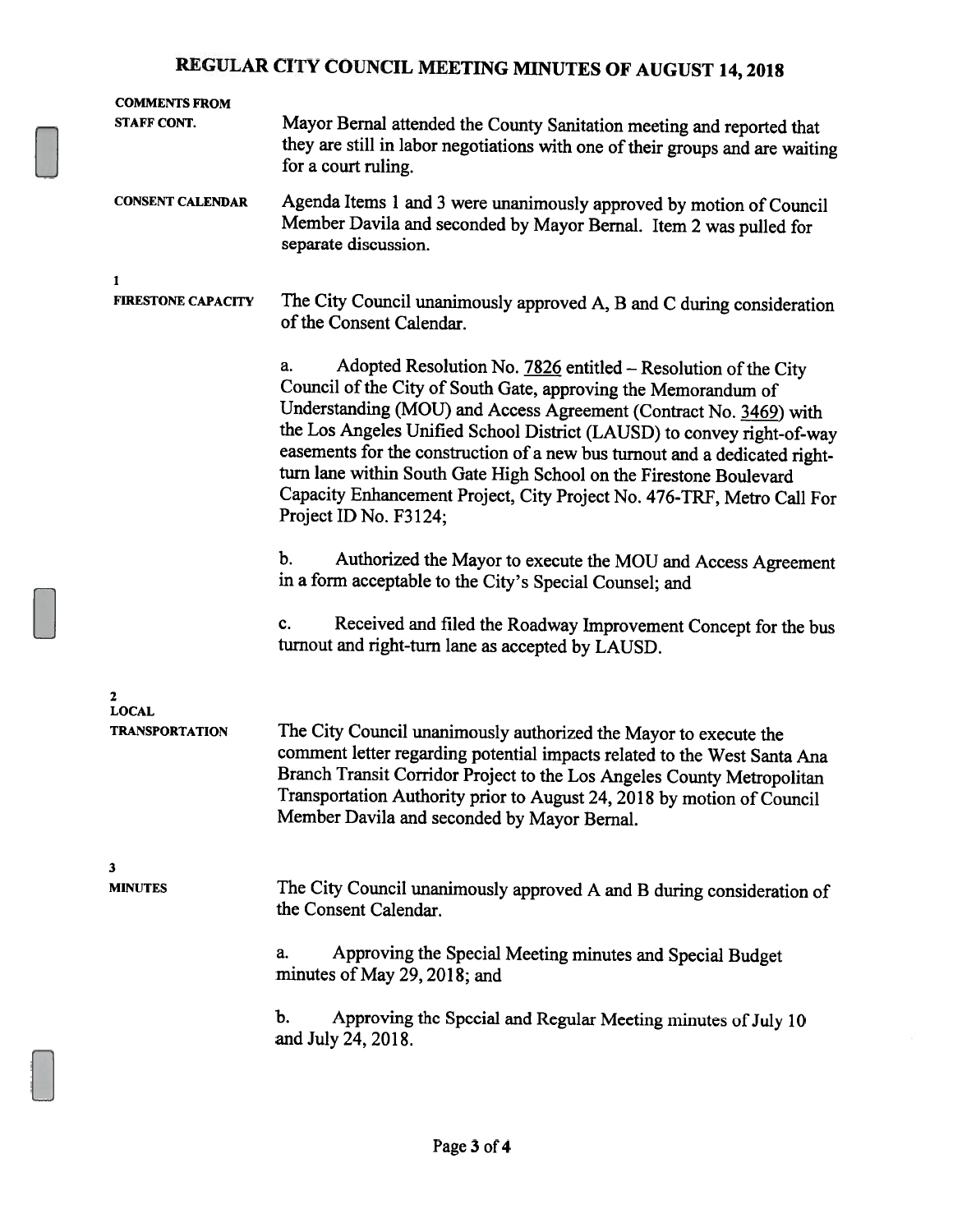# REGULAR CITY COUNCIL MEETING MINUTES OF AUGUST 14, 2018

**COMMENTS FROM STAFF CONT.**

Mayor Bernal attended the County Sanitation meeting and reported that they are still in labor negotiations with one of their groups and are waiting for a court ruling.

**CONSENT CALENDAR**

Agenda Items 1 and 3 were unanimously approved by motion of Council Member Davila and seconded by Mayor Bernal. Item 2 was pulled for separate discussion.

**1**
**FIRESTONE CAPACITY**

The City Council unanimously approved A, B and C during consideration of the Consent Calendar.

a. Adopted Resolution No. 7826 entitled – Resolution of the City Council of the City of South Gate, approving the Memorandum of Understanding (MOU) and Access Agreement (Contract No. 3469) with the Los Angeles Unified School District (LAUSD) to convey right-of-way easements for the construction of a new bus turnout and a dedicated right-turn lane within South Gate High School on the Firestone Boulevard Capacity Enhancement Project, City Project No. 476-TRF, Metro Call For Project ID No. F3124;

b. Authorized the Mayor to execute the MOU and Access Agreement in a form acceptable to the City's Special Counsel; and

c. Received and filed the Roadway Improvement Concept for the bus turnout and right-turn lane as accepted by LAUSD.

**2**
**LOCAL TRANSPORTATION**

The City Council unanimously authorized the Mayor to execute the comment letter regarding potential impacts related to the West Santa Ana Branch Transit Corridor Project to the Los Angeles County Metropolitan Transportation Authority prior to August 24, 2018 by motion of Council Member Davila and seconded by Mayor Bernal.

**3**
**MINUTES**

The City Council unanimously approved A and B during consideration of the Consent Calendar.

a. Approving the Special Meeting minutes and Special Budget minutes of May 29, 2018; and

b. Approving the Special and Regular Meeting minutes of July 10 and July 24, 2018.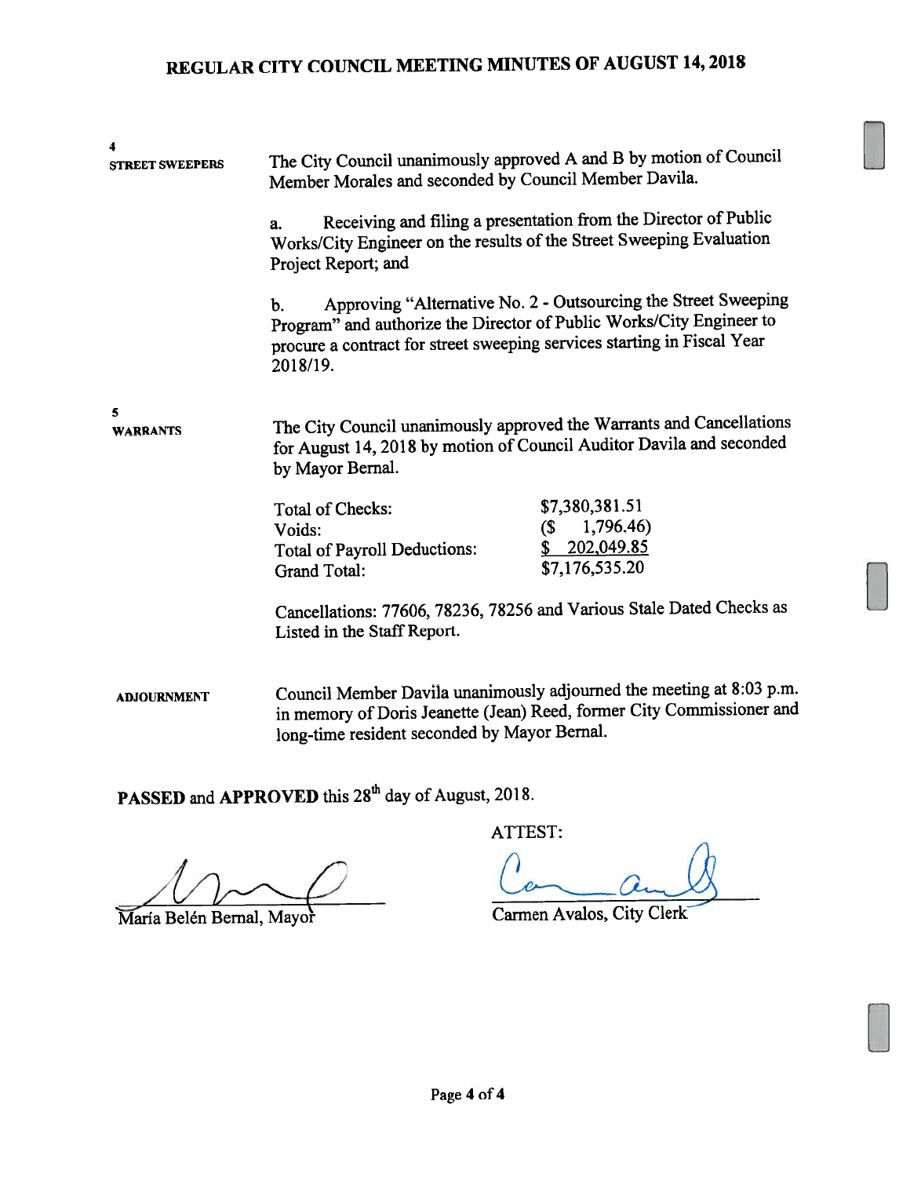# REGULAR CITY COUNCIL MEETING MINUTES OF AUGUST 14, 2018

**4**
**STREET SWEEPERS**

The City Council unanimously approved A and B by motion of Council Member Morales and seconded by Council Member Davila.

a. Receiving and filing a presentation from the Director of Public Works/City Engineer on the results of the Street Sweeping Evaluation Project Report; and

b. Approving "Alternative No. 2 - Outsourcing the Street Sweeping Program" and authorize the Director of Public Works/City Engineer to procure a contract for street sweeping services starting in Fiscal Year 2018/19.

**5**
**WARRANTS**

The City Council unanimously approved the Warrants and Cancellations for August 14, 2018 by motion of Council Auditor Davila and seconded by Mayor Bernal.

| | |
|---|---|
| Total of Checks: | $7,380,381.51 |
| Voids: | ($ 1,796.46) |
| Total of Payroll Deductions: | $ 202,049.85 |
| Grand Total: | $7,176,535.20 |

Cancellations: 77606, 78236, 78256 and Various Stale Dated Checks as Listed in the Staff Report.

**ADJOURNMENT**

Council Member Davila unanimously adjourned the meeting at 8:03 p.m. in memory of Doris Jeanette (Jean) Reed, former City Commissioner and long-time resident seconded by Mayor Bernal.

**PASSED** and **APPROVED** this 28th day of August, 2018.

ATTEST:

María Belén Bernal, Mayor

Carmen Avalos, City Clerk